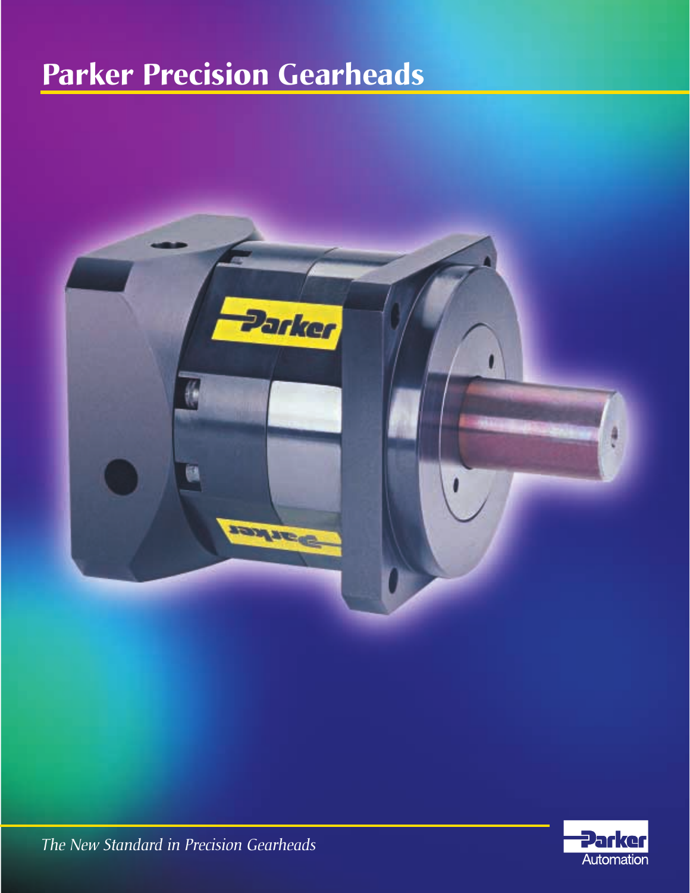# Parker Precision Gearheads

*The New Standard in Precision Gearheads*

Parker Automation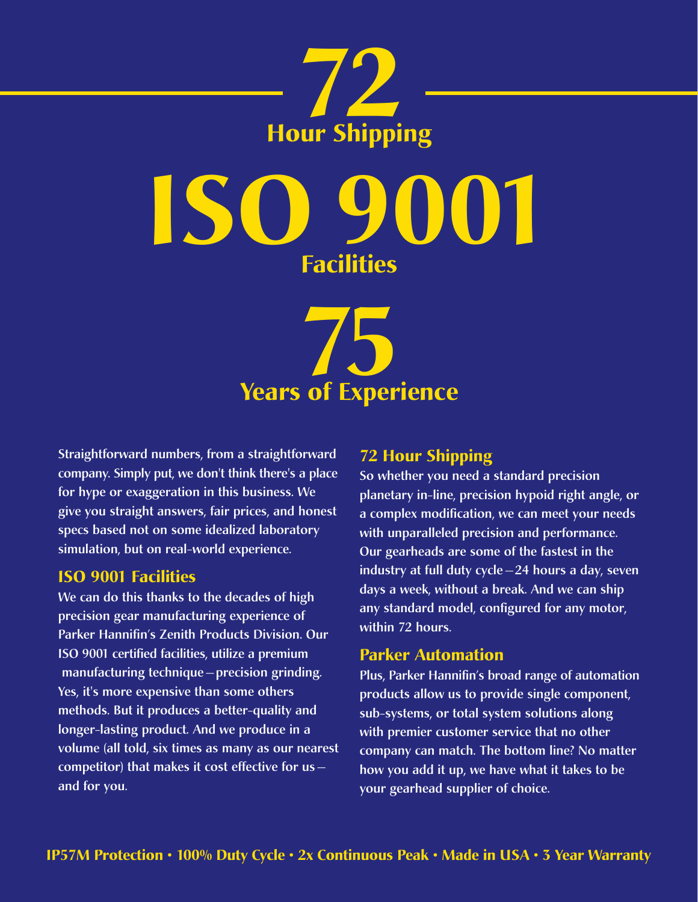# 72
## Hour Shipping

# ISO 9001
## Facilities

# 75
## Years of Experience

Straightforward numbers, from a straightforward company. Simply put, we don't think there's a place for hype or exaggeration in this business. We give you straight answers, fair prices, and honest specs based not on some idealized laboratory simulation, but on real-world experience.

### ISO 9001 Facilities

We can do this thanks to the decades of high precision gear manufacturing experience of Parker Hannifin's Zenith Products Division. Our ISO 9001 certified facilities, utilize a premium manufacturing technique—precision grinding. Yes, it's more expensive than some others methods. But it produces a better-quality and longer-lasting product. And we produce in a volume (all told, six times as many as our nearest competitor) that makes it cost effective for us—and for you.

### 72 Hour Shipping

So whether you need a standard precision planetary in-line, precision hypoid right angle, or a complex modification, we can meet your needs with unparalleled precision and performance. Our gearheads are some of the fastest in the industry at full duty cycle—24 hours a day, seven days a week, without a break. And we can ship any standard model, configured for any motor, within 72 hours.

### Parker Automation

Plus, Parker Hannifin's broad range of automation products allow us to provide single component, sub-systems, or total system solutions along with premier customer service that no other company can match. The bottom line? No matter how you add it up, we have what it takes to be your gearhead supplier of choice.

**IP57M Protection • 100% Duty Cycle • 2x Continuous Peak • Made in USA • 3 Year Warranty**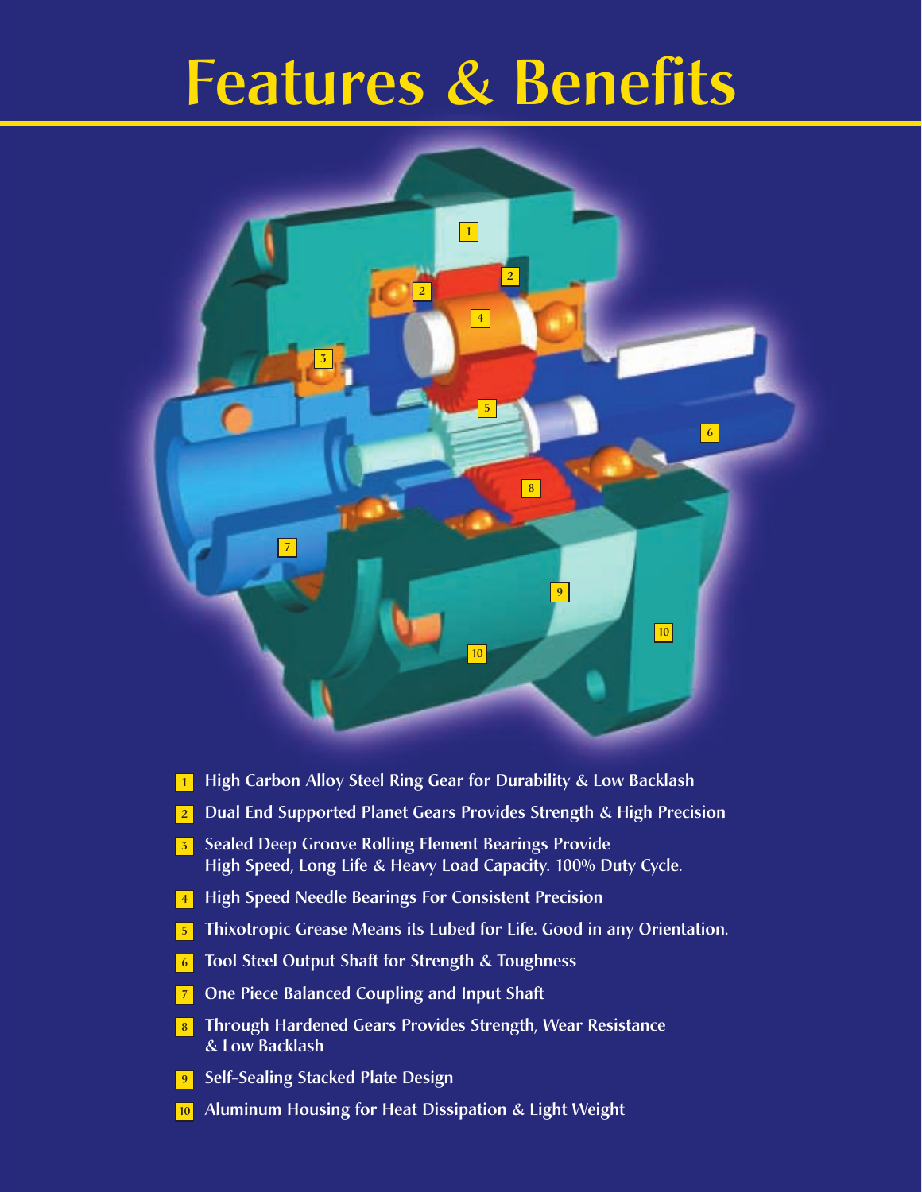# Features & Benefits

1. High Carbon Alloy Steel Ring Gear for Durability & Low Backlash
2. Dual End Supported Planet Gears Provides Strength & High Precision
3. Sealed Deep Groove Rolling Element Bearings Provide High Speed, Long Life & Heavy Load Capacity. 100% Duty Cycle.
4. High Speed Needle Bearings For Consistent Precision
5. Thixotropic Grease Means its Lubed for Life. Good in any Orientation.
6. Tool Steel Output Shaft for Strength & Toughness
7. One Piece Balanced Coupling and Input Shaft
8. Through Hardened Gears Provides Strength, Wear Resistance & Low Backlash
9. Self-Sealing Stacked Plate Design
10. Aluminum Housing for Heat Dissipation & Light Weight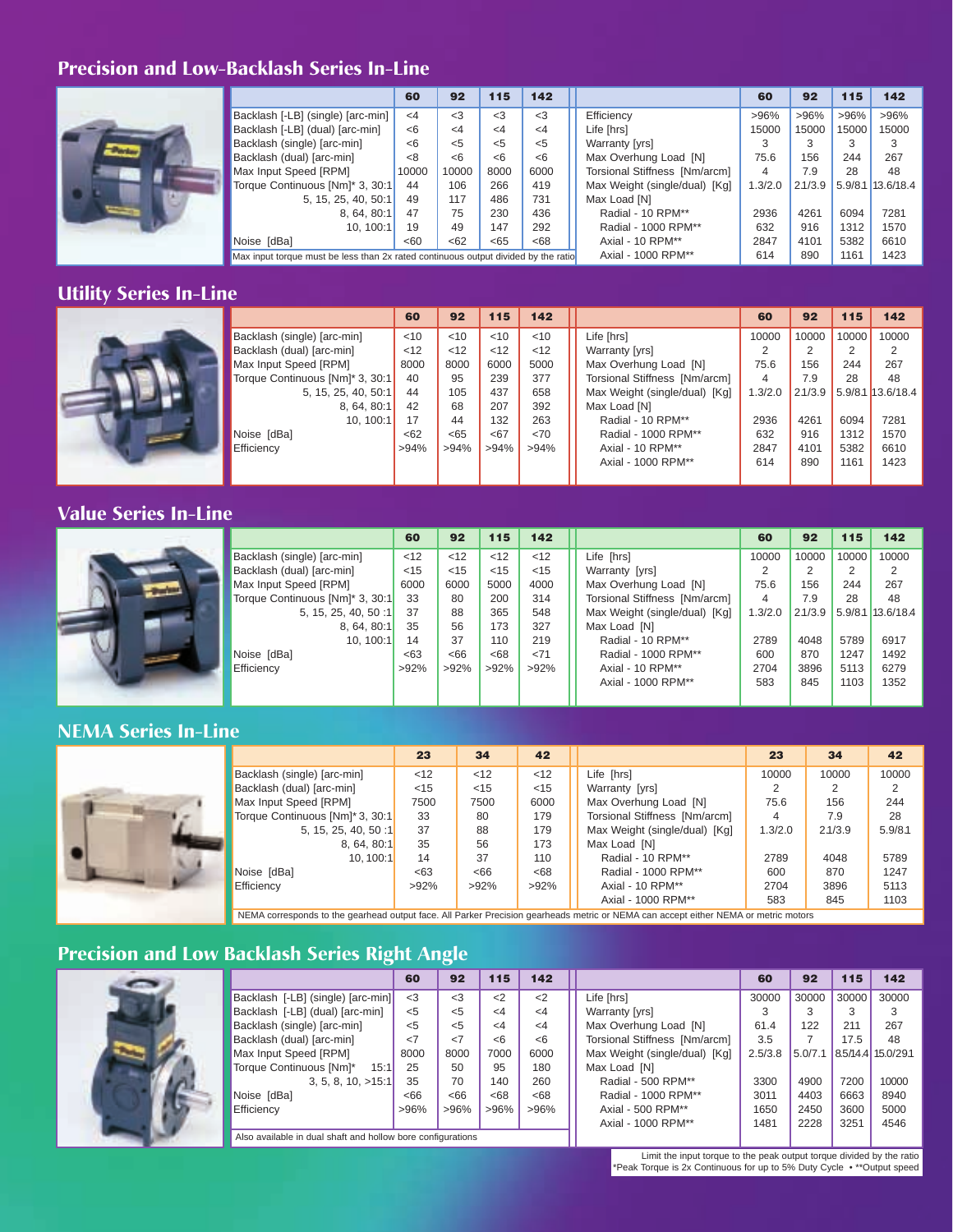## Precision and Low-Backlash Series In-Line

| | 60 | 92 | 115 | 142 |
|---|---|---|---|---|
| Backlash [-LB] (single) [arc-min] | <4 | <3 | <3 | <3 |
| Backlash [-LB] (dual) [arc-min] | <6 | <4 | <4 | <4 |
| Backlash (single) [arc-min] | <6 | <5 | <5 | <5 |
| Backlash (dual) [arc-min] | <8 | <6 | <6 | <6 |
| Max Input Speed [RPM] | 10000 | 10000 | 8000 | 6000 |
| Torque Continuous [Nm]* 3, 30:1 | 44 | 106 | 266 | 419 |
| 5, 15, 25, 40, 50:1 | 49 | 117 | 486 | 731 |
| 8, 64, 80:1 | 47 | 75 | 230 | 436 |
| 10, 100:1 | 19 | 49 | 147 | 292 |
| Noise [dBa] | <60 | <62 | <65 | <68 |

Max input torque must be less than 2x rated continuous output divided by the ratio

| | 60 | 92 | 115 | 142 |
|---|---|---|---|---|
| Efficiency | >96% | >96% | >96% | >96% |
| Life [hrs] | 15000 | 15000 | 15000 | 15000 |
| Warranty [yrs] | 3 | 3 | 3 | 3 |
| Max Overhung Load [N] | 75.6 | 156 | 244 | 267 |
| Torsional Stiffness [Nm/arcm] | 4 | 7.9 | 28 | 48 |
| Max Weight (single/dual) [Kg] | 1.3/2.0 | 2.1/3.9 | 5.9/8.1 | 13.6/18.4 |
| Max Load [N] | | | | |
| Radial - 10 RPM** | 2936 | 4261 | 6094 | 7281 |
| Radial - 1000 RPM** | 632 | 916 | 1312 | 1570 |
| Axial - 10 RPM** | 2847 | 4101 | 5382 | 6610 |
| Axial - 1000 RPM** | 614 | 890 | 1161 | 1423 |

## Utility Series In-Line

| | 60 | 92 | 115 | 142 |
|---|---|---|---|---|
| Backlash (single) [arc-min] | <10 | <10 | <10 | <10 |
| Backlash (dual) [arc-min] | <12 | <12 | <12 | <12 |
| Max Input Speed [RPM] | 8000 | 8000 | 6000 | 5000 |
| Torque Continuous [Nm]* 3, 30:1 | 40 | 95 | 239 | 377 |
| 5, 15, 25, 40, 50:1 | 44 | 105 | 437 | 658 |
| 8, 64, 80:1 | 42 | 68 | 207 | 392 |
| 10, 100:1 | 17 | 44 | 132 | 263 |
| Noise [dBa] | <62 | <65 | <67 | <70 |
| Efficiency | >94% | >94% | >94% | >94% |

| | 60 | 92 | 115 | 142 |
|---|---|---|---|---|
| Life [hrs] | 10000 | 10000 | 10000 | 10000 |
| Warranty [yrs] | 2 | 2 | 2 | 2 |
| Max Overhung Load [N] | 75.6 | 156 | 244 | 267 |
| Torsional Stiffness [Nm/arcm] | 4 | 7.9 | 28 | 48 |
| Max Weight (single/dual) [Kg] | 1.3/2.0 | 2.1/3.9 | 5.9/8.1 | 13.6/18.4 |
| Max Load [N] | | | | |
| Radial - 10 RPM** | 2936 | 4261 | 6094 | 7281 |
| Radial - 1000 RPM** | 632 | 916 | 1312 | 1570 |
| Axial - 10 RPM** | 2847 | 4101 | 5382 | 6610 |
| Axial - 1000 RPM** | 614 | 890 | 1161 | 1423 |

## Value Series In-Line

| | 60 | 92 | 115 | 142 |
|---|---|---|---|---|
| Backlash (single) [arc-min] | <12 | <12 | <12 | <12 |
| Backlash (dual) [arc-min] | <15 | <15 | <15 | <15 |
| Max Input Speed [RPM] | 6000 | 6000 | 5000 | 4000 |
| Torque Continuous [Nm]* 3, 30:1 | 33 | 80 | 200 | 314 |
| 5, 15, 25, 40, 50 :1 | 37 | 88 | 365 | 548 |
| 8, 64, 80:1 | 35 | 56 | 173 | 327 |
| 10, 100:1 | 14 | 37 | 110 | 219 |
| Noise [dBa] | <63 | <66 | <68 | <71 |
| Efficiency | >92% | >92% | >92% | >92% |

| | 60 | 92 | 115 | 142 |
|---|---|---|---|---|
| Life [hrs] | 10000 | 10000 | 10000 | 10000 |
| Warranty [yrs] | 2 | 2 | 2 | 2 |
| Max Overhung Load [N] | 75.6 | 156 | 244 | 267 |
| Torsional Stiffness [Nm/arcm] | 4 | 7.9 | 28 | 48 |
| Max Weight (single/dual) [Kg] | 1.3/2.0 | 2.1/3.9 | 5.9/8.1 | 13.6/18.4 |
| Max Load [N] | | | | |
| Radial - 10 RPM** | 2789 | 4048 | 5789 | 6917 |
| Radial - 1000 RPM** | 600 | 870 | 1247 | 1492 |
| Axial - 10 RPM** | 2704 | 3896 | 5113 | 6279 |
| Axial - 1000 RPM** | 583 | 845 | 1103 | 1352 |

## NEMA Series In-Line

| | 23 | 34 | 42 |
|---|---|---|---|
| Backlash (single) [arc-min] | <12 | <12 | <12 |
| Backlash (dual) [arc-min] | <15 | <15 | <15 |
| Max Input Speed [RPM] | 7500 | 7500 | 6000 |
| Torque Continuous [Nm]* 3, 30:1 | 33 | 80 | 179 |
| 5, 15, 25, 40, 50 :1 | 37 | 88 | 179 |
| 8, 64, 80:1 | 35 | 56 | 173 |
| 10, 100:1 | 14 | 37 | 110 |
| Noise [dBa] | <63 | <66 | <68 |
| Efficiency | >92% | >92% | >92% |

| | 23 | 34 | 42 |
|---|---|---|---|
| Life [hrs] | 10000 | 10000 | 10000 |
| Warranty [yrs] | 2 | 2 | 2 |
| Max Overhung Load [N] | 75.6 | 156 | 244 |
| Torsional Stiffness [Nm/arcm] | 4 | 7.9 | 28 |
| Max Weight (single/dual) [Kg] | 1.3/2.0 | 2.1/3.9 | 5.9/8.1 |
| Max Load [N] | | | |
| Radial - 10 RPM** | 2789 | 4048 | 5789 |
| Radial - 1000 RPM** | 600 | 870 | 1247 |
| Axial - 10 RPM** | 2704 | 3896 | 5113 |
| Axial - 1000 RPM** | 583 | 845 | 1103 |

NEMA corresponds to the gearhead output face. All Parker Precision gearheads metric or NEMA can accept either NEMA or metric motors

## Precision and Low Backlash Series Right Angle

| | 60 | 92 | 115 | 142 |
|---|---|---|---|---|
| Backlash [-LB] (single) [arc-min] | <3 | <3 | <2 | <2 |
| Backlash [-LB] (dual) [arc-min] | <5 | <5 | <4 | <4 |
| Backlash (single) [arc-min] | <5 | <5 | <4 | <4 |
| Backlash (dual) [arc-min] | <7 | <7 | <6 | <6 |
| Max Input Speed [RPM] | 8000 | 8000 | 7000 | 6000 |
| Torque Continuous [Nm]* 15:1 | 25 | 50 | 95 | 180 |
| 3, 5, 8, 10, >15:1 | 35 | 70 | 140 | 260 |
| Noise [dBa] | <66 | <66 | <68 | <68 |
| Efficiency | >96% | >96% | >96% | >96% |

Also available in dual shaft and hollow bore configurations

| | 60 | 92 | 115 | 142 |
|---|---|---|---|---|
| Life [hrs] | 30000 | 30000 | 30000 | 30000 |
| Warranty [yrs] | 3 | 3 | 3 | 3 |
| Max Overhung Load [N] | 61.4 | 122 | 211 | 267 |
| Torsional Stiffness [Nm/arcm] | 3.5 | 7 | 17.5 | 48 |
| Max Weight (single/dual) [Kg] | 2.5/3.8 | 5.0/7.1 | 8.5/14.4 | 15.0/29.1 |
| Max Load [N] | | | | |
| Radial - 500 RPM** | 3300 | 4900 | 7200 | 10000 |
| Radial - 1000 RPM** | 3011 | 4403 | 6663 | 8940 |
| Axial - 500 RPM** | 1650 | 2450 | 3600 | 5000 |
| Axial - 1000 RPM** | 1481 | 2228 | 3251 | 4546 |

Limit the input torque to the peak output torque divided by the ratio
*Peak Torque is 2x Continuous for up to 5% Duty Cycle • **Output speed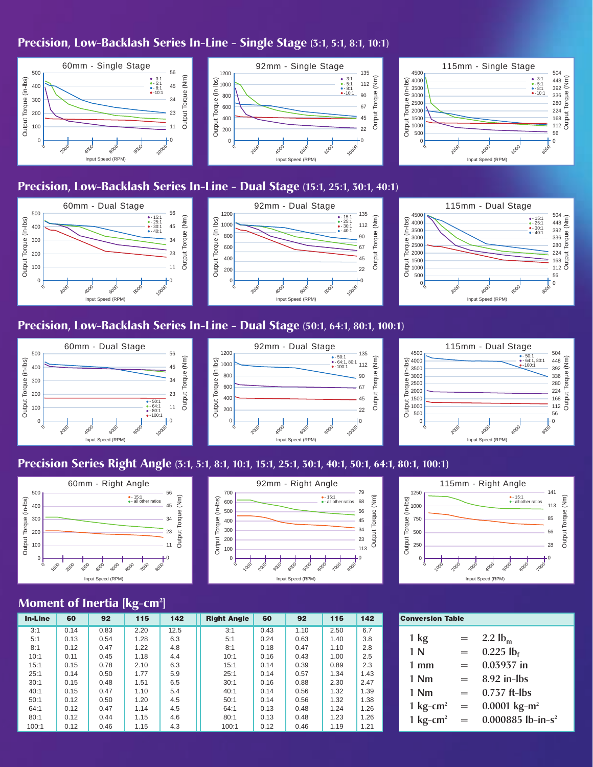## Precision, Low-Backlash Series In-Line - Single Stage (3:1, 5:1, 8:1, 10:1)

60mm - Single Stage

92mm - Single Stage

115mm - Single Stage

## Precision, Low-Backlash Series In-Line - Dual Stage (15:1, 25:1, 30:1, 40:1)

60mm - Dual Stage

92mm - Dual Stage

115mm - Dual Stage

## Precision, Low-Backlash Series In-Line - Dual Stage (50:1, 64:1, 80:1, 100:1)

60mm - Dual Stage

92mm - Dual Stage

115mm - Dual Stage

## Precision Series Right Angle (3:1, 5:1, 8:1, 10:1, 15:1, 25:1, 30:1, 40:1, 50:1, 64:1, 80:1, 100:1)

60mm - Right Angle

92mm - Right Angle

115mm - Right Angle

## Moment of Inertia [kg-cm²]

| In-Line | 60 | 92 | 115 | 142 |
|---|---|---|---|---|
| 3:1 | 0.14 | 0.83 | 2.20 | 12.5 |
| 5:1 | 0.13 | 0.54 | 1.28 | 6.3 |
| 8:1 | 0.12 | 0.47 | 1.22 | 4.8 |
| 10:1 | 0.11 | 0.45 | 1.18 | 4.4 |
| 15:1 | 0.15 | 0.78 | 2.10 | 6.3 |
| 25:1 | 0.14 | 0.50 | 1.77 | 5.9 |
| 30:1 | 0.15 | 0.48 | 1.51 | 6.5 |
| 40:1 | 0.15 | 0.47 | 1.10 | 5.4 |
| 50:1 | 0.12 | 0.50 | 1.20 | 4.5 |
| 64:1 | 0.12 | 0.47 | 1.14 | 4.5 |
| 80:1 | 0.12 | 0.44 | 1.15 | 4.6 |
| 100:1 | 0.12 | 0.46 | 1.15 | 4.3 |

| Right Angle | 60 | 92 | 115 | 142 |
|---|---|---|---|---|
| 3:1 | 0.43 | 1.10 | 2.50 | 6.7 |
| 5:1 | 0.24 | 0.63 | 1.40 | 3.8 |
| 8:1 | 0.18 | 0.47 | 1.10 | 2.8 |
| 10:1 | 0.16 | 0.43 | 1.00 | 2.5 |
| 15:1 | 0.14 | 0.39 | 0.89 | 2.3 |
| 25:1 | 0.14 | 0.57 | 1.34 | 1.43 |
| 30:1 | 0.16 | 0.88 | 2.30 | 2.47 |
| 40:1 | 0.14 | 0.56 | 1.32 | 1.39 |
| 50:1 | 0.14 | 0.56 | 1.32 | 1.38 |
| 64:1 | 0.13 | 0.48 | 1.24 | 1.26 |
| 80:1 | 0.13 | 0.48 | 1.23 | 1.26 |
| 100:1 | 0.12 | 0.46 | 1.19 | 1.21 |

| Conversion Table | | |
|---|---|---|
| 1 kg | = | 2.2 $lb_m$ |
| 1 N | = | 0.225 $lb_f$ |
| 1 mm | = | 0.03937 in |
| 1 Nm | = | 8.92 in-lbs |
| 1 Nm | = | 0.737 ft-lbs |
| 1 kg-cm² | = | 0.0001 kg-m² |
| 1 kg-cm² | = | 0.000885 lb-in-s² |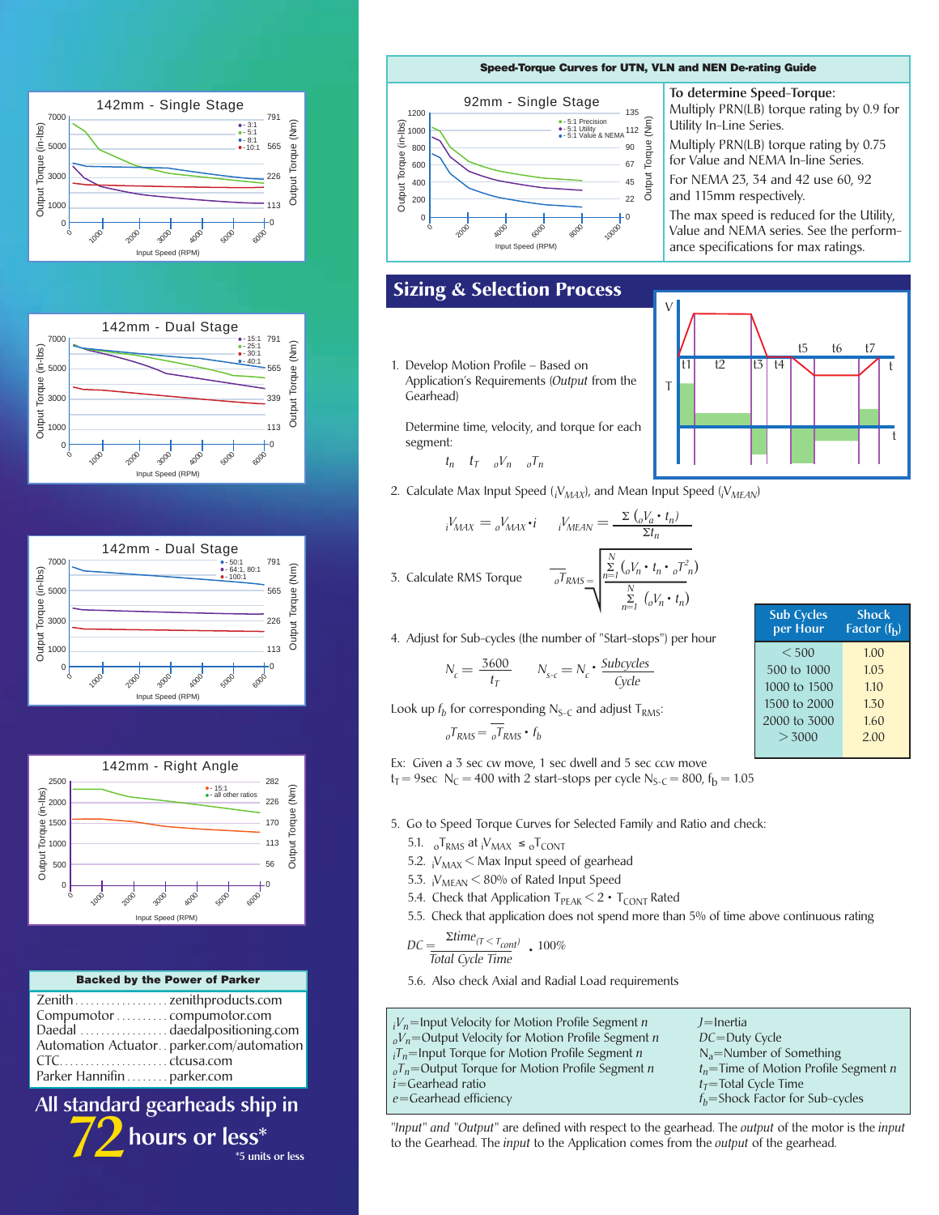142mm - Single Stage

142mm - Dual Stage

142mm - Dual Stage

142mm - Right Angle

**Backed by the Power of Parker**

| | |
|---|---|
| Zenith | zenithproducts.com |
| Compumotor | compumotor.com |
| Daedal | daedalpositioning.com |
| Automation Actuator | parker.com/automation |
| CTC | ctcusa.com |
| Parker Hannifin | parker.com |

All standard gearheads ship in **72** hours or less*

*5 units or less

**Speed-Torque Curves for UTN, VLN and NEN De-rating Guide**

92mm - Single Stage

**To determine Speed-Torque:**

Multiply PRN(LB) torque rating by 0.9 for Utility In-Line Series.

Multiply PRN(LB) torque rating by 0.75 for Value and NEMA In-line Series.

For NEMA 23, 34 and 42 use 60, 92 and 115mm respectively.

The max speed is reduced for the Utility, Value and NEMA series. See the performance specifications for max ratings.

## Sizing & Selection Process

1. Develop Motion Profile – Based on Application's Requirements (*Output* from the Gearhead)

   Determine time, velocity, and torque for each segment:

   $t_n \quad t_T \quad {}_oV_n \quad {}_oT_n$

2. Calculate Max Input Speed (${}_iV_{MAX}$), and Mean Input Speed (${}_iV_{MEAN}$)

$$ {}_iV_{MAX} = {}_oV_{MAX} \cdot i \qquad {}_iV_{MEAN} = \frac{\Sigma\,({}_oV_a \cdot t_n)}{\Sigma t_n} $$

3. Calculate RMS Torque

$$ {}_o\overline{T}_{RMS} = \sqrt{\frac{\sum_{n=1}^{N} ({}_oV_n \cdot t_n \cdot {}_oT_n^2)}{\sum_{n=1}^{N} ({}_oV_n \cdot t_n)}} $$

4. Adjust for Sub-cycles (the number of "Start-stops") per hour

$$ N_c = \frac{3600}{t_T} \qquad N_{s\text{-}c} = N_c \cdot \frac{Subcycles}{Cycle} $$

| Sub Cycles per Hour | Shock Factor ($f_b$) |
|---|---|
| < 500 | 1.00 |
| 500 to 1000 | 1.05 |
| 1000 to 1500 | 1.10 |
| 1500 to 2000 | 1.30 |
| 2000 to 3000 | 1.60 |
| > 3000 | 2.00 |

Look up $f_b$ for corresponding $N_{S\text{-}C}$ and adjust $T_{RMS}$:

$$ {}_oT_{RMS} = {}_o\overline{T}_{RMS} \cdot f_b $$

Ex: Given a 3 sec cw move, 1 sec dwell and 5 sec ccw move
$t_T = 9\text{sec}$ $N_C = 400$ with 2 start-stops per cycle $N_{S\text{-}C} = 800$, $f_b = 1.05$

5. Go to Speed Torque Curves for Selected Family and Ratio and check:
   - 5.1. ${}_oT_{RMS}$ at ${}_iV_{MAX} \leq {}_oT_{CONT}$
   - 5.2. ${}_iV_{MAX} <$ Max Input speed of gearhead
   - 5.3. ${}_iV_{MEAN} <$ 80% of Rated Input Speed
   - 5.4. Check that Application $T_{PEAK} < 2 \cdot T_{CONT}$ Rated
   - 5.5. Check that application does not spend more than 5% of time above continuous rating

$$ DC = \frac{\Sigma time_{(T < T_{cont})}}{Total\ Cycle\ Time} \cdot 100\% $$

   - 5.6. Also check Axial and Radial Load requirements

| | |
|---|---|
| ${}_iV_n$=Input Velocity for Motion Profile Segment *n* | $J$=Inertia |
| ${}_oV_n$=Output Velocity for Motion Profile Segment *n* | $DC$=Duty Cycle |
| ${}_iT_n$=Input Torque for Motion Profile Segment *n* | $N_a$=Number of Something |
| ${}_oT_n$=Output Torque for Motion Profile Segment *n* | $t_n$=Time of Motion Profile Segment *n* |
| $i$=Gearhead ratio | $t_T$=Total Cycle Time |
| $e$=Gearhead efficiency | $f_b$=Shock Factor for Sub-cycles |

*"Input" and "Output"* are defined with respect to the gearhead. The *output* of the motor is the *input* to the Gearhead. The *input* to the Application comes from the *output* of the gearhead.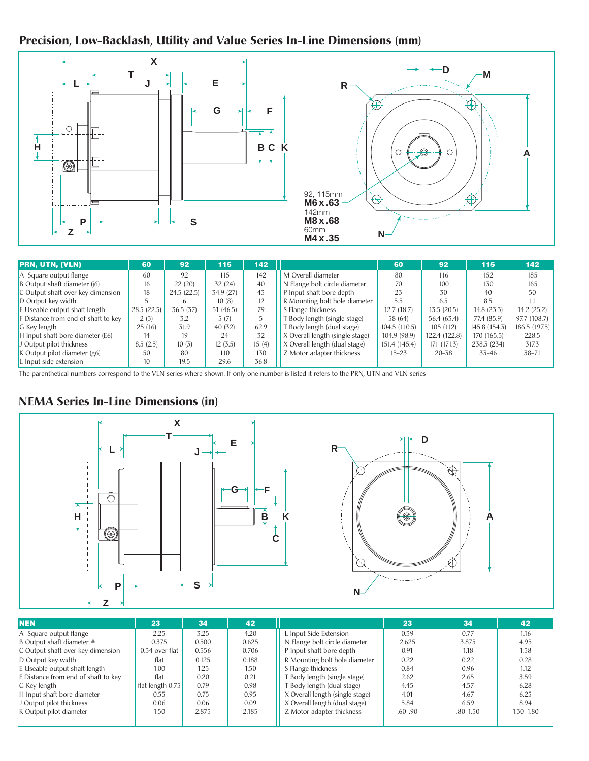## Precision, Low-Backlash, Utility and Value Series In-Line Dimensions (mm)

92, 115mm
**M6 x .63**
142mm
**M8 x .68**
60mm
**M4 x .35**

| PRN, UTN, (VLN) | 60 | 92 | 115 | 142 |
|---|---|---|---|---|
| A Square output flange | 60 | 92 | 115 | 142 |
| B Output shaft diameter (j6) | 16 | 22 (20) | 32 (24) | 40 |
| C Output shaft over key dimension | 18 | 24.5 (22.5) | 34.9 (27) | 43 |
| D Output key width | 5 | 6 | 10 (8) | 12 |
| E Useable output shaft length | 28.5 (22.5) | 36.5 (37) | 51 (46.5) | 79 |
| F Distance from end of shaft to key | 2 (3) | 3.2 | 5 (7) | 5 |
| G Key length | 25 (16) | 31.9 | 40 (32) | 62.9 |
| H Input shaft bore diameter (E6) | 14 | 19 | 24 | 32 |
| J Output pilot thickness | 8.5 (2.5) | 10 (3) | 12 (3.5) | 15 (4) |
| K Output pilot diameter (g6) | 50 | 80 | 110 | 130 |
| L Input side extension | 10 | 19.5 | 29.6 | 36.8 |

|  | 60 | 92 | 115 | 142 |
|---|---|---|---|---|
| M Overall diameter | 80 | 116 | 152 | 185 |
| N Flange bolt circle diameter | 70 | 100 | 130 | 165 |
| P Input shaft bore depth | 23 | 30 | 40 | 50 |
| R Mounting bolt hole diameter | 5.5 | 6.5 | 8.5 | 11 |
| S Flange thickness | 12.7 (18.7) | 13.5 (20.5) | 14.8 (23.3) | 14.2 (25.2) |
| T Body length (single stage) | 58 (64) | 56.4 (63.4) | 77.4 (85.9) | 97.7 (108.7) |
| T Body length (dual stage) | 104.5 (110.5) | 105 (112) | 145.8 (154.3) | 186.5 (197.5) |
| X Overall length (single stage) | 104.9 (98.9) | 122.4 (122.8) | 170 (165.5) | 228.5 |
| X Overall length (dual stage) | 151.4 (145.4) | 171 (171.3) | 238.3 (234) | 317.3 |
| Z Motor adapter thickness | 15–23 | 20–38 | 33–46 | 38–71 |

The parenthetical numbers correspond to the VLN series where shown. If only one number is listed it refers to the PRN, UTN and VLN series

## NEMA Series In-Line Dimensions (in)

| NEN | 23 | 34 | 42 |
|---|---|---|---|
| A Square output flange | 2.25 | 3.25 | 4.20 |
| B Output shaft diameter # | 0.375 | 0.500 | 0.625 |
| C Output shaft over key dimension | 0.34 over flat | 0.556 | 0.706 |
| D Output key width | flat | 0.125 | 0.188 |
| E Useable output shaft length | 1.00 | 1.25 | 1.50 |
| F Distance from end of shaft to key | flat | 0.20 | 0.21 |
| G Key length | flat length 0.75 | 0.79 | 0.98 |
| H Input shaft bore diameter | 0.55 | 0.75 | 0.95 |
| J Output pilot thickness | 0.06 | 0.06 | 0.09 |
| K Output pilot diameter | 1.50 | 2.875 | 2.185 |

|  | 23 | 34 | 42 |
|---|---|---|---|
| L Input Side Extension | 0.39 | 0.77 | 1.16 |
| N Flange bolt circle diameter | 2.625 | 3.875 | 4.95 |
| P Input shaft bore depth | 0.91 | 1.18 | 1.58 |
| R Mounting bolt hole diameter | 0.22 | 0.22 | 0.28 |
| S Flange thickness | 0.84 | 0.96 | 1.12 |
| T Body length (single stage) | 2.62 | 2.65 | 3.59 |
| T Body length (dual stage) | 4.45 | 4.57 | 6.28 |
| X Overall length (single stage) | 4.01 | 4.67 | 6.25 |
| X Overall length (dual stage) | 5.84 | 6.59 | 8.94 |
| Z Motor adapter thickness | .60-.90 | .80-1.50 | 1.30-1.80 |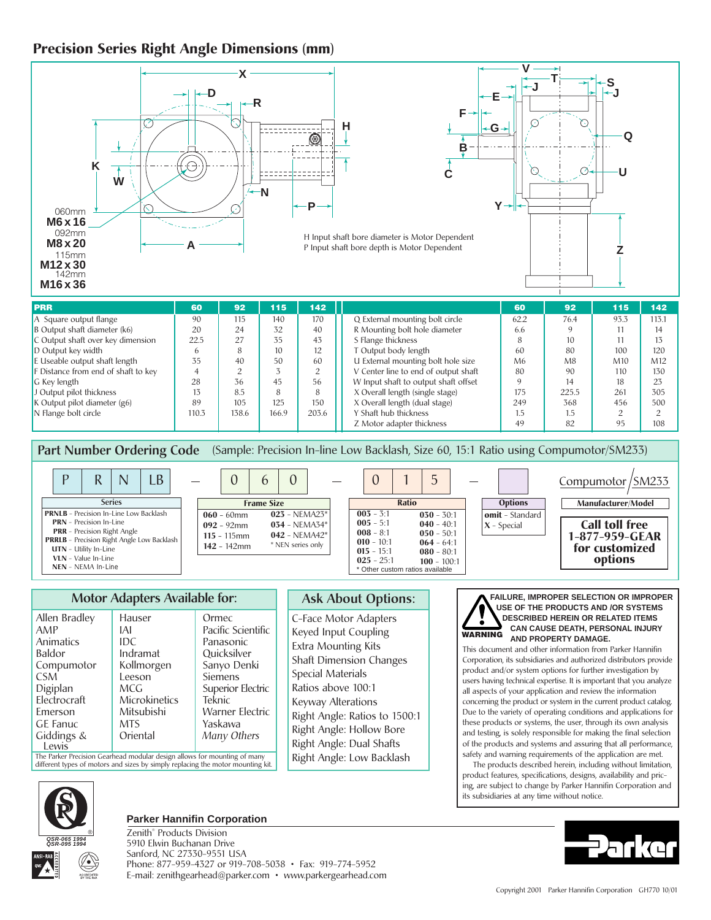## Precision Series Right Angle Dimensions (mm)

060mm
**M6 x 16**
092mm
**M8 x 20**
115mm
**M12 x 30**
142mm
**M16 x 36**

H Input shaft bore diameter is Motor Dependent
P Input shaft bore depth is Motor Dependent

| PRR | 60 | 92 | 115 | 142 | | 60 | 92 | 115 | 142 |
|---|---|---|---|---|---|---|---|---|---|
| A Square output flange | 90 | 115 | 140 | 170 | Q External mounting bolt circle | 62.2 | 76.4 | 93.3 | 113.1 |
| B Output shaft diameter (k6) | 20 | 24 | 32 | 40 | R Mounting bolt hole diameter | 6.6 | 9 | 11 | 14 |
| C Output shaft over key dimension | 22.5 | 27 | 35 | 43 | S Flange thickness | 8 | 10 | 11 | 13 |
| D Output key width | 6 | 8 | 10 | 12 | T Output body length | 60 | 80 | 100 | 120 |
| E Useable output shaft length | 35 | 40 | 50 | 60 | U External mounting bolt hole size | M6 | M8 | M10 | M12 |
| F Distance from end of shaft to key | 4 | 2 | 3 | 2 | V Center line to end of output shaft | 80 | 90 | 110 | 130 |
| G Key length | 28 | 36 | 45 | 56 | W Input shaft to output shaft offset | 9 | 14 | 18 | 23 |
| J Output pilot thickness | 13 | 8.5 | 8 | 8 | X Overall length (single stage) | 175 | 225.5 | 261 | 305 |
| K Output pilot diameter (g6) | 89 | 105 | 125 | 150 | X Overall length (dual stage) | 249 | 368 | 456 | 500 |
| N Flange bolt circle | 110.3 | 138.6 | 166.9 | 203.6 | Y Shaft hub thickness | 1.5 | 1.5 | 2 | 2 |
| | | | | | Z Motor adapter thickness | 49 | 82 | 95 | 108 |

## Part Number Ordering Code

(Sample: Precision In-line Low Backlash, Size 60, 15:1 Ratio using Compumotor/SM233)

P R N LB — 0 6 0 — 0 1 5 — [ ] Compumotor/SM233

**Series**
- **PRNLB** - Precision In-Line Low Backlash
- **PRN** - Precision In-Line
- **PRR** - Precision Right Angle
- **PRRLB** - Precision Right Angle Low Backlash
- **UTN** - Utility In-Line
- **VLN** - Value In-Line
- **NEN** - NEMA In-Line

**Frame Size**
- **060** - 60mm
- **092** - 92mm
- **115** - 115mm
- **142** - 142mm
- **023** - NEMA23*
- **034** - NEMA34*
- **042** - NEMA42*
- * NEN series only

**Ratio**
- **003** - 3:1
- **005** - 5:1
- **008** - 8:1
- **010** - 10:1
- **015** - 15:1
- **025** - 25:1
- **030** - 30:1
- **040** - 40:1
- **050** - 50:1
- **064** - 64:1
- **080** - 80:1
- **100** - 100:1
- * Other custom ratios available

**Options**
- **omit** - Standard
- **X** - Special

**Manufacturer/Model**

**Call toll free 1-877-959-GEAR for customized options**

## Motor Adapters Available for:

| | | |
|---|---|---|
| Allen Bradley | Hauser | Ormec |
| AMP | IAI | Pacific Scientific |
| Animatics | IDC | Panasonic |
| Baldor | Indramat | Quicksilver |
| Compumotor | Kollmorgen | Sanyo Denki |
| CSM | Leeson | Siemens |
| Digiplan | MCG | Superior Electric |
| Electrocraft | Microkinetics | Teknic |
| Emerson | Mitsubishi | Warner Electric |
| GE Fanuc | MTS | Yaskawa |
| Giddings & Lewis | Oriental | *Many Others* |

The Parker Precision Gearhead modular design allows for mounting of many different types of motors and sizes by simply replacing the motor mounting kit.

## Ask About Options:

- C-Face Motor Adapters
- Keyed Input Coupling
- Extra Mounting Kits
- Shaft Dimension Changes
- Special Materials
- Ratios above 100:1
- Keyway Alterations
- Right Angle: Ratios to 1500:1
- Right Angle: Hollow Bore
- Right Angle: Dual Shafts
- Right Angle: Low Backlash

**WARNING**

**FAILURE, IMPROPER SELECTION OR IMPROPER USE OF THE PRODUCTS AND /OR SYSTEMS DESCRIBED HEREIN OR RELATED ITEMS CAN CAUSE DEATH, PERSONAL INJURY AND PROPERTY DAMAGE.**

This document and other information from Parker Hannifin Corporation, its subsidiaries and authorized distributors provide product and/or system options for further investigation by users having technical expertise. It is important that you analyze all aspects of your application and review the information concerning the product or system in the current product catalog. Due to the variety of operating conditions and applications for these products or systems, the user, through its own analysis and testing, is solely responsible for making the final selection of the products and systems and assuring that all performance, safety and warning requirements of the application are met.

The products described herein, including without limitation, product features, specifications, designs, availability and pricing, are subject to change by Parker Hannifin Corporation and its subsidiaries at any time without notice.

QSR-065 1994
QSR-095 1994

**Parker Hannifin Corporation**
Zenith® Products Division
5910 Elwin Buchanan Drive
Sanford, NC 27330-9551 USA
Phone: 877-959-4327 or 919-708-5038 • Fax: 919-774-5952
E-mail: zenithgearhead@parker.com • www.parkergearhead.com

Copyright 2001 Parker Hannifin Corporation GH770 10/01